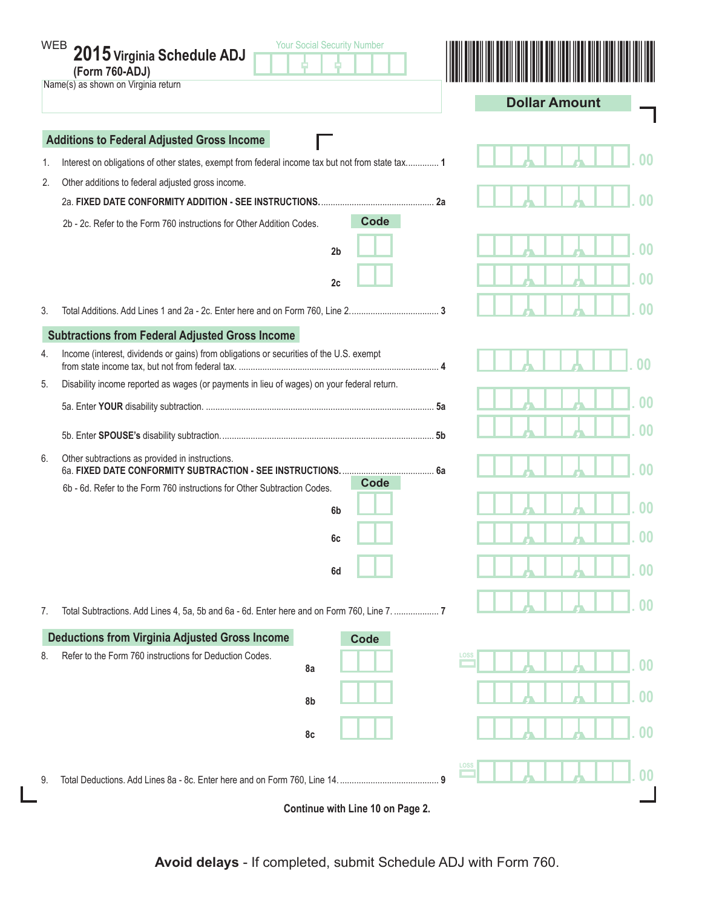WEB

# 2015 Virginia Schedule ADJ (Form 760-ADJ)

Your Social Security Number

Name(s) as shown on Virginia return

**Dollar Amount**

## Additions to Federal Adjusted Gross Income

1. Interest on obligations of other states, exempt from federal income tax but not from state tax............. 1 . 00
2. Other additions to federal adjusted gross income.
   2a. **FIXED DATE CONFORMITY ADDITION - SEE INSTRUCTIONS.**................................................ 2a . 00
   2b - 2c. Refer to the Form 760 instructions for Other Addition Codes. **Code**
   2b . 00
   2c . 00
3. Total Additions. Add Lines 1 and 2a - 2c. Enter here and on Form 760, Line 2..................................... 3 . 00

## Subtractions from Federal Adjusted Gross Income

4. Income (interest, dividends or gains) from obligations or securities of the U.S. exempt from state income tax, but not from federal tax. .................................................................................... 4 . 00
5. Disability income reported as wages (or payments in lieu of wages) on your federal return.
   5a. Enter **YOUR** disability subtraction. ................................................................................................ 5a . 00
   5b. Enter **SPOUSE's** disability subtraction.......................................................................................... 5b . 00
6. Other subtractions as provided in instructions.
   6a. **FIXED DATE CONFORMITY SUBTRACTION - SEE INSTRUCTIONS.**....................................... 6a . 00
   6b - 6d. Refer to the Form 760 instructions for Other Subtraction Codes. **Code**
   6b . 00
   6c . 00
   6d . 00
7. Total Subtractions. Add Lines 4, 5a, 5b and 6a - 6d. Enter here and on Form 760, Line 7. ................... 7 . 00

## Deductions from Virginia Adjusted Gross Income

**Code**

8. Refer to the Form 760 instructions for Deduction Codes.
   8a LOSS . 00
   8b . 00
   8c . 00
9. Total Deductions. Add Lines 8a - 8c. Enter here and on Form 760, Line 14. ......................................... 9 LOSS . 00

**Continue with Line 10 on Page 2.**

**Avoid delays** - If completed, submit Schedule ADJ with Form 760.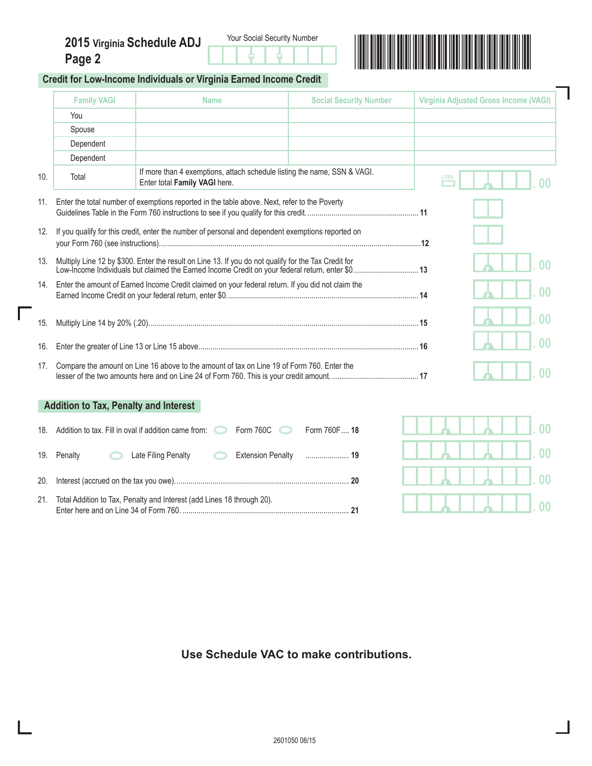# 2015 Virginia Schedule ADJ Page 2

Your Social Security Number

## Credit for Low-Income Individuals or Virginia Earned Income Credit

| | Family VAGI | Name | Social Security Number | Virginia Adjusted Gross Income (VAGI) |
|---|---|---|---|---|
| | You | | | |
| | Spouse | | | |
| | Dependent | | | |
| | Dependent | | | |
| 10. | Total | If more than 4 exemptions, attach schedule listing the name, SSN & VAGI. Enter total **Family VAGI** here. | | LOSS .00 |

11. Enter the total number of exemptions reported in the table above. Next, refer to the Poverty Guidelines Table in the Form 760 instructions to see if you qualify for this credit. .......... 11

12. If you qualify for this credit, enter the number of personal and dependent exemptions reported on your Form 760 (see instructions). .......... 12

13. Multiply Line 12 by $300. Enter the result on Line 13. If you do not qualify for the Tax Credit for Low-Income Individuals but claimed the Earned Income Credit on your federal return, enter $0. .......... 13 .00

14. Enter the amount of Earned Income Credit claimed on your federal return. If you did not claim the Earned Income Credit on your federal return, enter $0. .......... 14 .00

15. Multiply Line 14 by 20% (.20). .......... 15 .00

16. Enter the greater of Line 13 or Line 15 above. .......... 16 .00

17. Compare the amount on Line 16 above to the amount of tax on Line 19 of Form 760. Enter the lesser of the two amounts here and on Line 24 of Form 760. This is your credit amount. .......... 17 .00

## Addition to Tax, Penalty and Interest

18. Addition to tax. Fill in oval if addition came from: ◯ Form 760C ◯ Form 760F .... 18 .00

19. Penalty ◯ Late Filing Penalty ◯ Extension Penalty .......... 19 .00

20. Interest (accrued on the tax you owe). .......... 20 .00

21. Total Addition to Tax, Penalty and Interest (add Lines 18 through 20). Enter here and on Line 34 of Form 760. .......... 21 .00

**Use Schedule VAC to make contributions.**

2601050 08/15